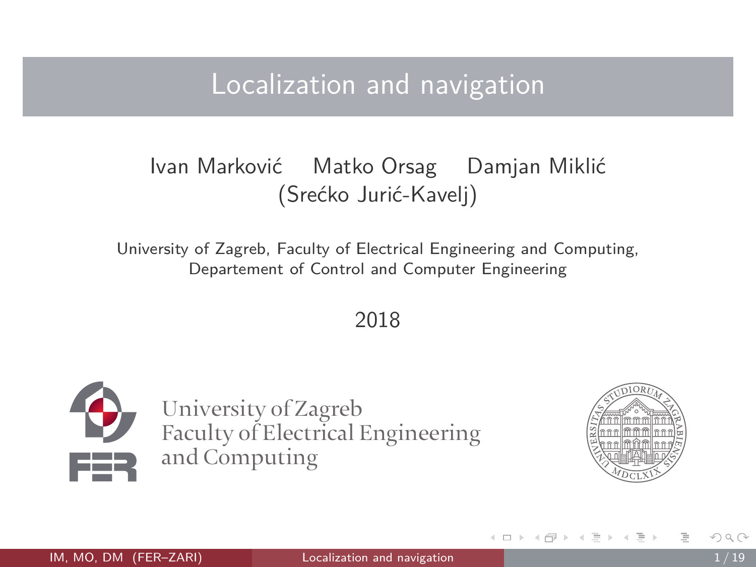# Localization and navigation

Ivan Marković Matko Orsag Damjan Miklić
(Srećko Jurić-Kavelj)

University of Zagreb, Faculty of Electrical Engineering and Computing,
Departement of Control and Computer Engineering

2018

University of Zagreb
Faculty of Electrical Engineering
and Computing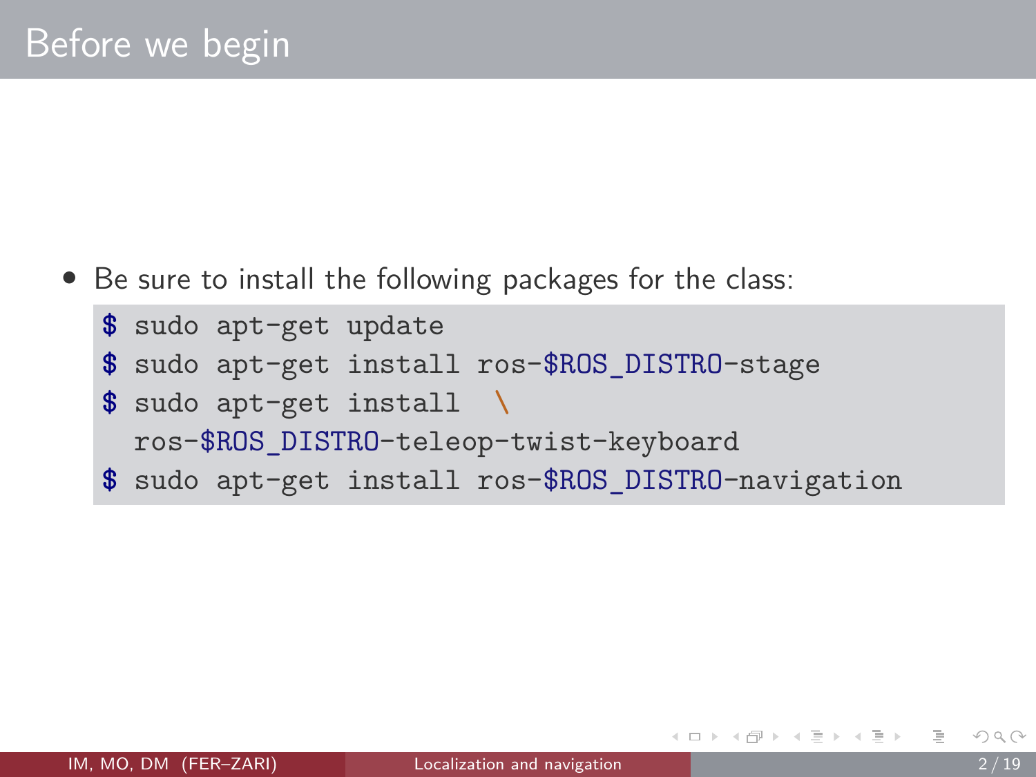# Before we begin

- Be sure to install the following packages for the class:

```
$ sudo apt-get update
$ sudo apt-get install ros-$ROS_DISTRO-stage
$ sudo apt-get install  \
  ros-$ROS_DISTRO-teleop-twist-keyboard
$ sudo apt-get install ros-$ROS_DISTRO-navigation
```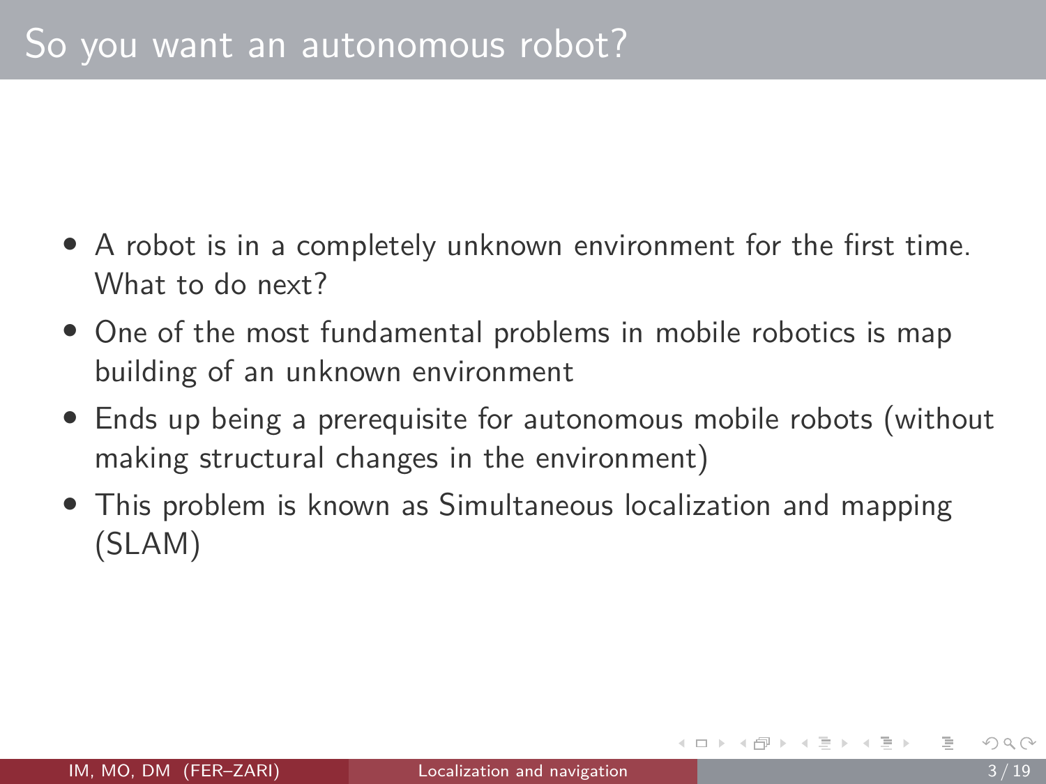# So you want an autonomous robot?

- A robot is in a completely unknown environment for the first time. What to do next?
- One of the most fundamental problems in mobile robotics is map building of an unknown environment
- Ends up being a prerequisite for autonomous mobile robots (without making structural changes in the environment)
- This problem is known as Simultaneous localization and mapping (SLAM)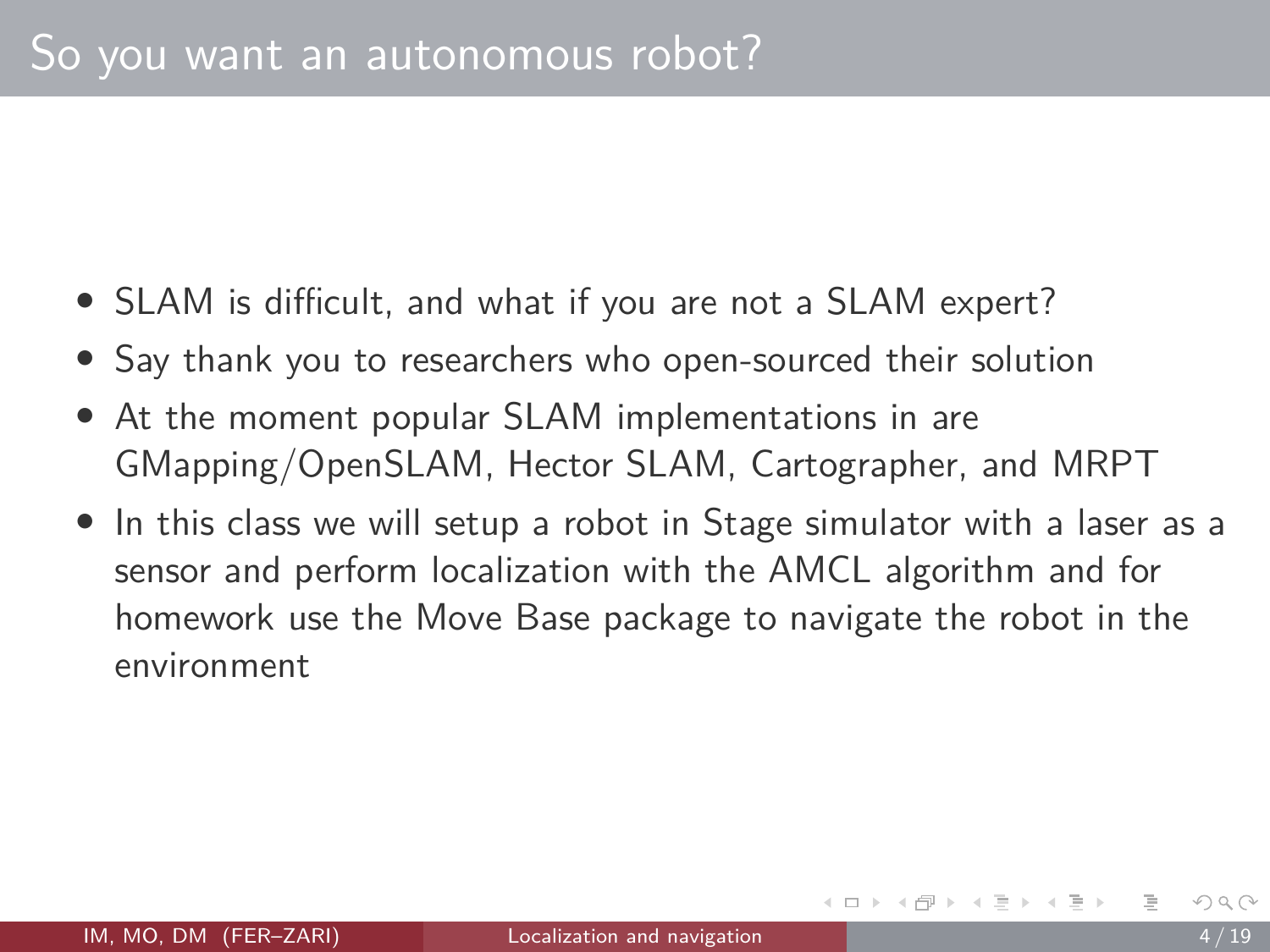# So you want an autonomous robot?

- SLAM is difficult, and what if you are not a SLAM expert?
- Say thank you to researchers who open-sourced their solution
- At the moment popular SLAM implementations in are GMapping/OpenSLAM, Hector SLAM, Cartographer, and MRPT
- In this class we will setup a robot in Stage simulator with a laser as a sensor and perform localization with the AMCL algorithm and for homework use the Move Base package to navigate the robot in the environment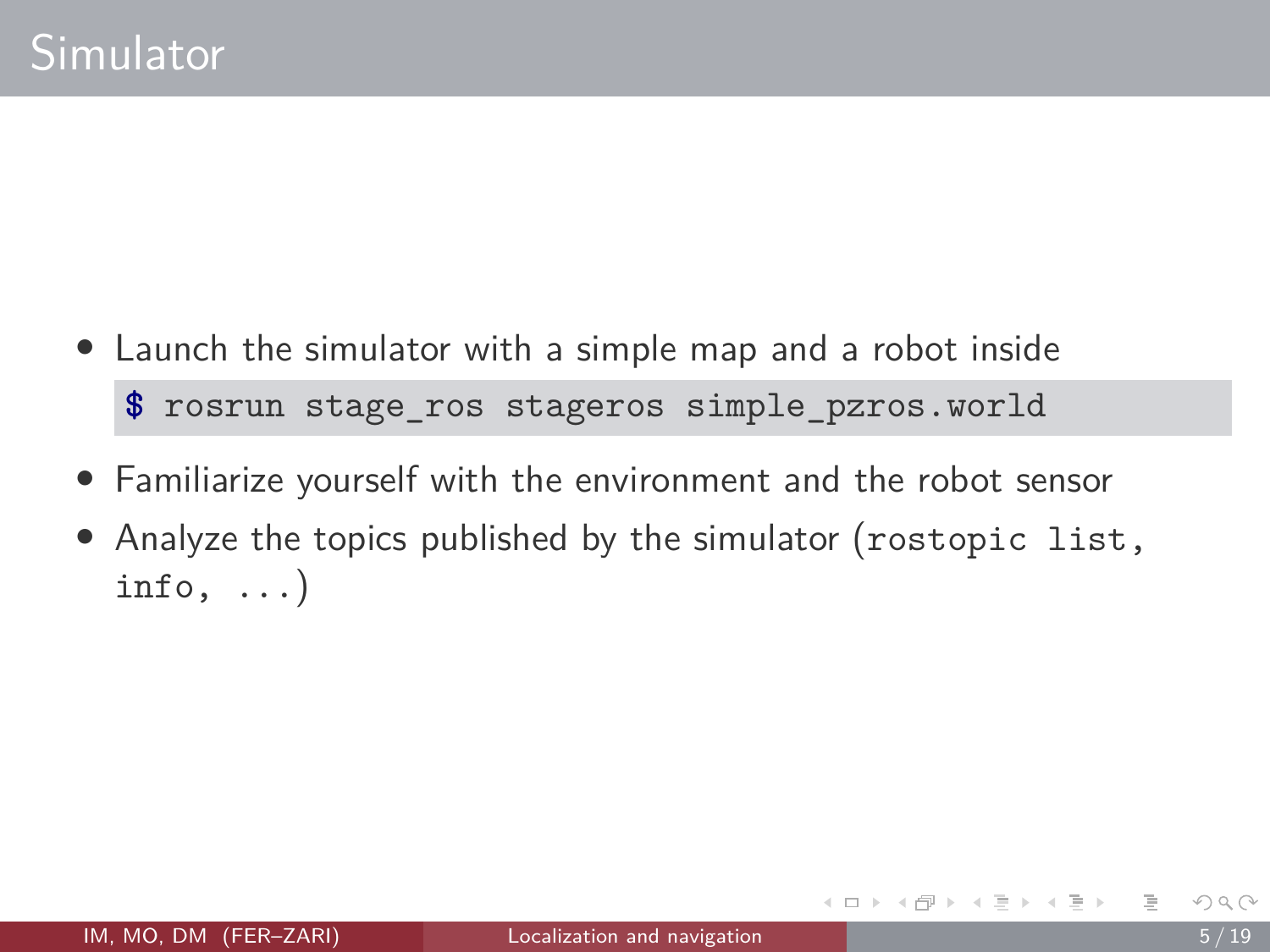# Simulator

- Launch the simulator with a simple map and a robot inside

```
$ rosrun stage_ros stageros simple_pzros.world
```

- Familiarize yourself with the environment and the robot sensor
- Analyze the topics published by the simulator (`rostopic list`, `info`, `...`)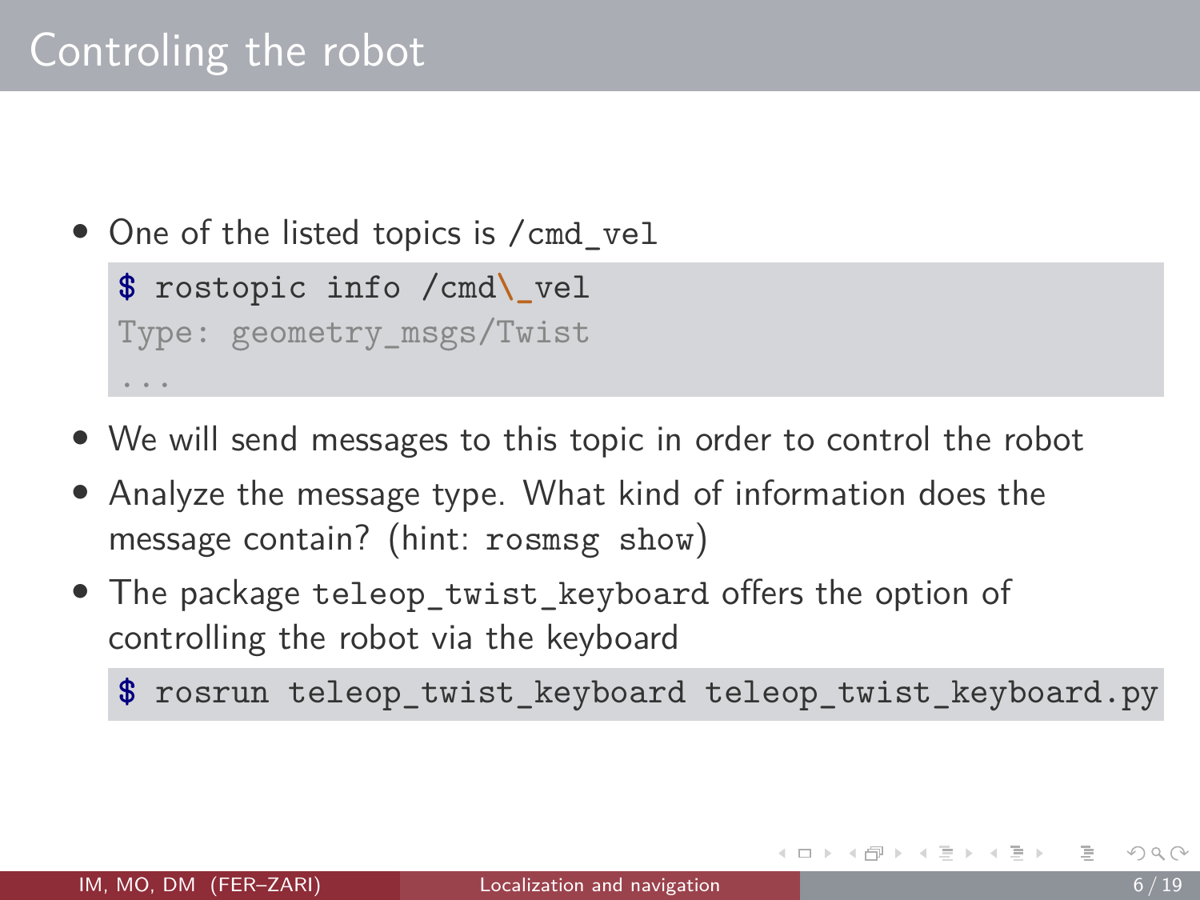# Controling the robot

- One of the listed topics is `/cmd_vel`

```
$ rostopic info /cmd\_vel
Type: geometry_msgs/Twist
...
```

- We will send messages to this topic in order to control the robot
- Analyze the message type. What kind of information does the message contain? (hint: `rosmsg show`)
- The package `teleop_twist_keyboard` offers the option of controlling the robot via the keyboard

```
$ rosrun teleop_twist_keyboard teleop_twist_keyboard.py
```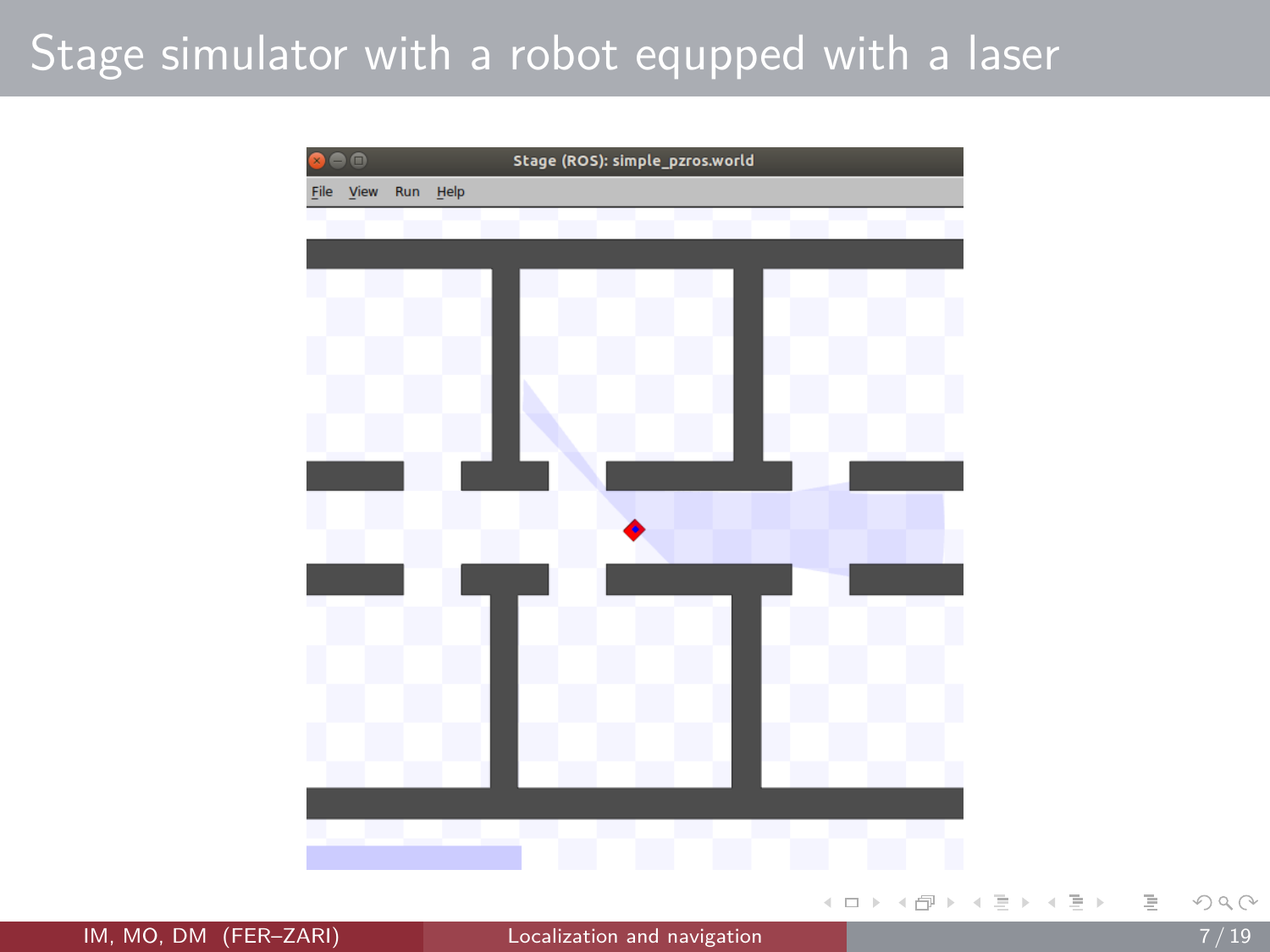# Stage simulator with a robot equpped with a laser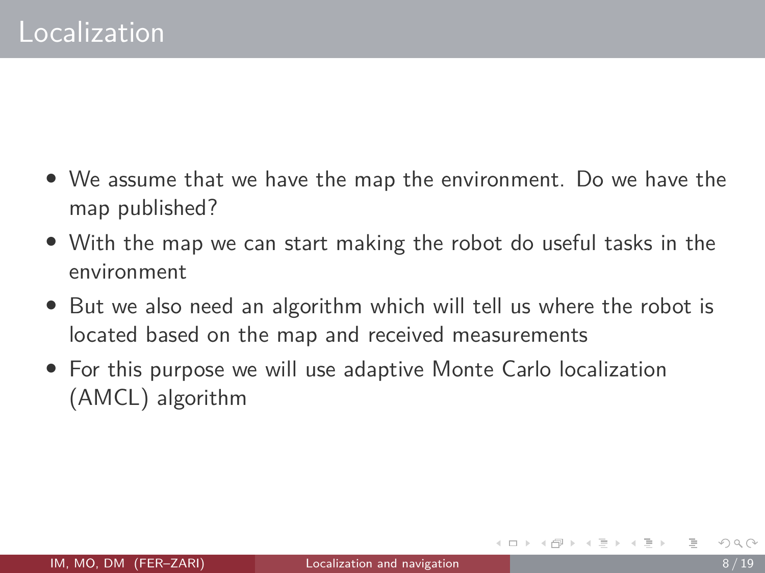# Localization

- We assume that we have the map the environment. Do we have the map published?
- With the map we can start making the robot do useful tasks in the environment
- But we also need an algorithm which will tell us where the robot is located based on the map and received measurements
- For this purpose we will use adaptive Monte Carlo localization (AMCL) algorithm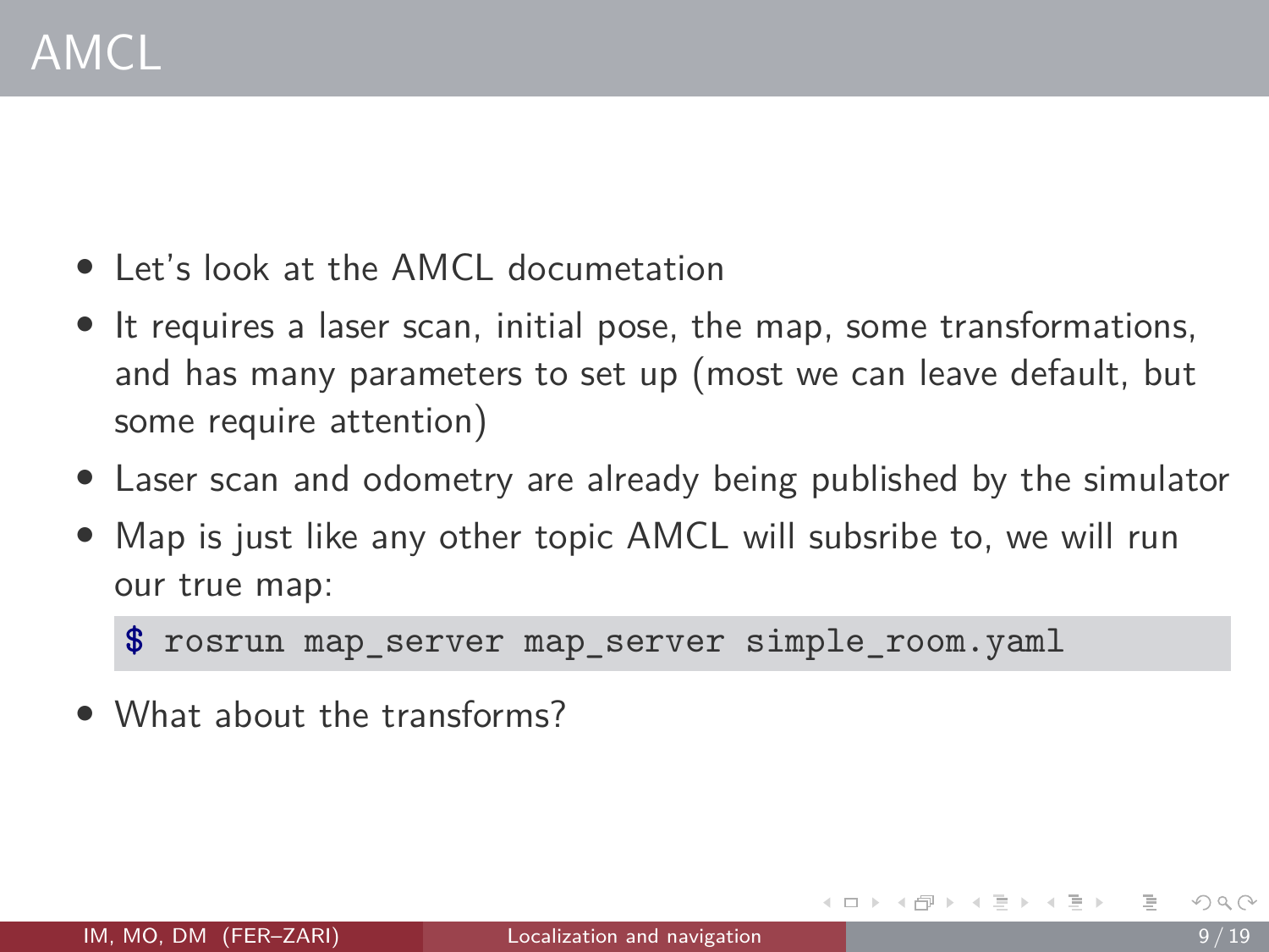# AMCL

- Let's look at the AMCL documetation
- It requires a laser scan, initial pose, the map, some transformations, and has many parameters to set up (most we can leave default, but some require attention)
- Laser scan and odometry are already being published by the simulator
- Map is just like any other topic AMCL will subsribe to, we will run our true map:

```
$ rosrun map_server map_server simple_room.yaml
```

- What about the transforms?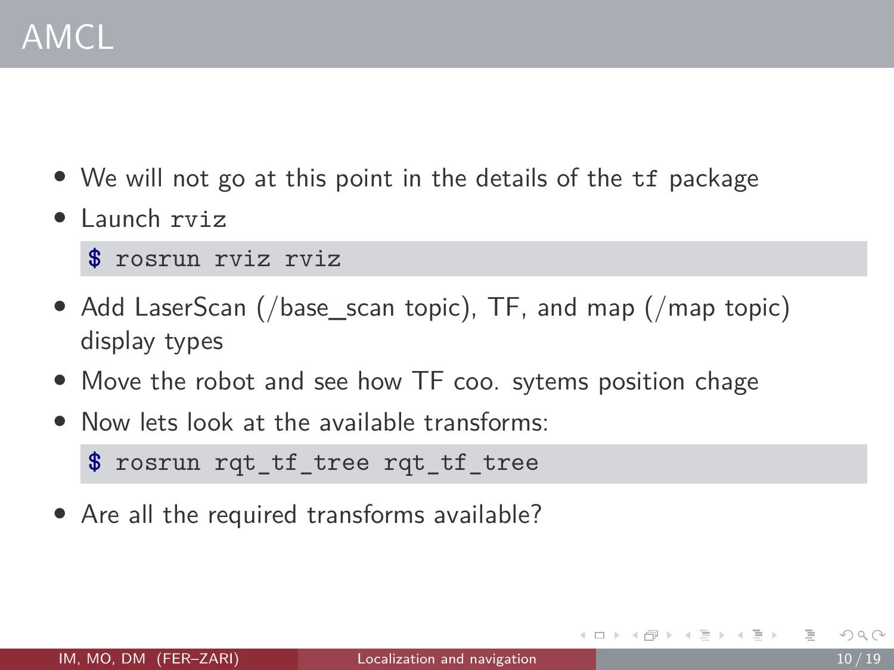# AMCL

- We will not go at this point in the details of the `tf` package
- Launch `rviz`

```
$ rosrun rviz rviz
```

- Add LaserScan (/base_scan topic), TF, and map (/map topic) display types
- Move the robot and see how TF coo. sytems position chage
- Now lets look at the available transforms:

```
$ rosrun rqt_tf_tree rqt_tf_tree
```

- Are all the required transforms available?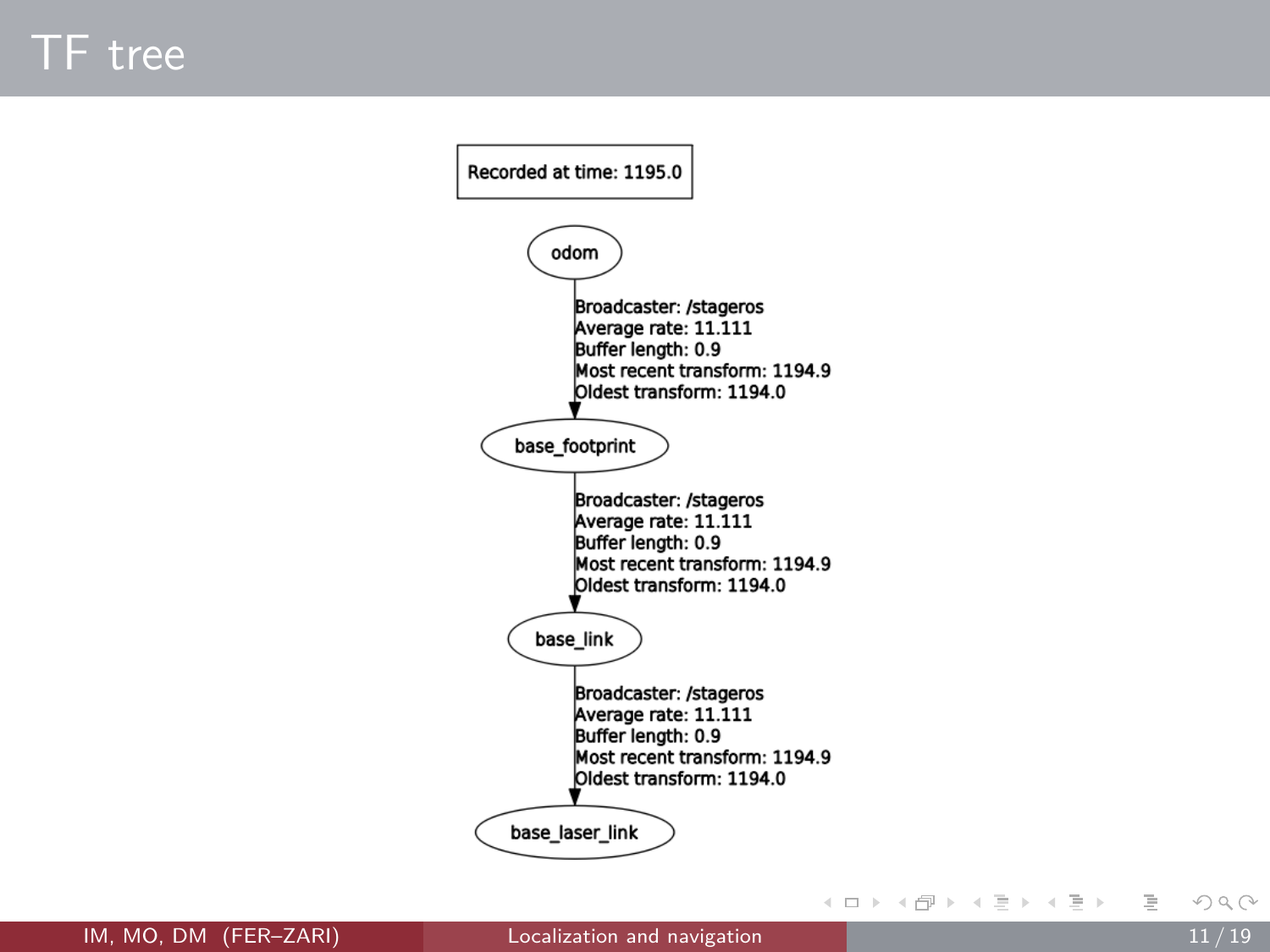# TF tree

Recorded at time: 1195.0

odom

Broadcaster: /stageros
Average rate: 11.111
Buffer length: 0.9
Most recent transform: 1194.9
Oldest transform: 1194.0

base_footprint

Broadcaster: /stageros
Average rate: 11.111
Buffer length: 0.9
Most recent transform: 1194.9
Oldest transform: 1194.0

base_link

Broadcaster: /stageros
Average rate: 11.111
Buffer length: 0.9
Most recent transform: 1194.9
Oldest transform: 1194.0

base_laser_link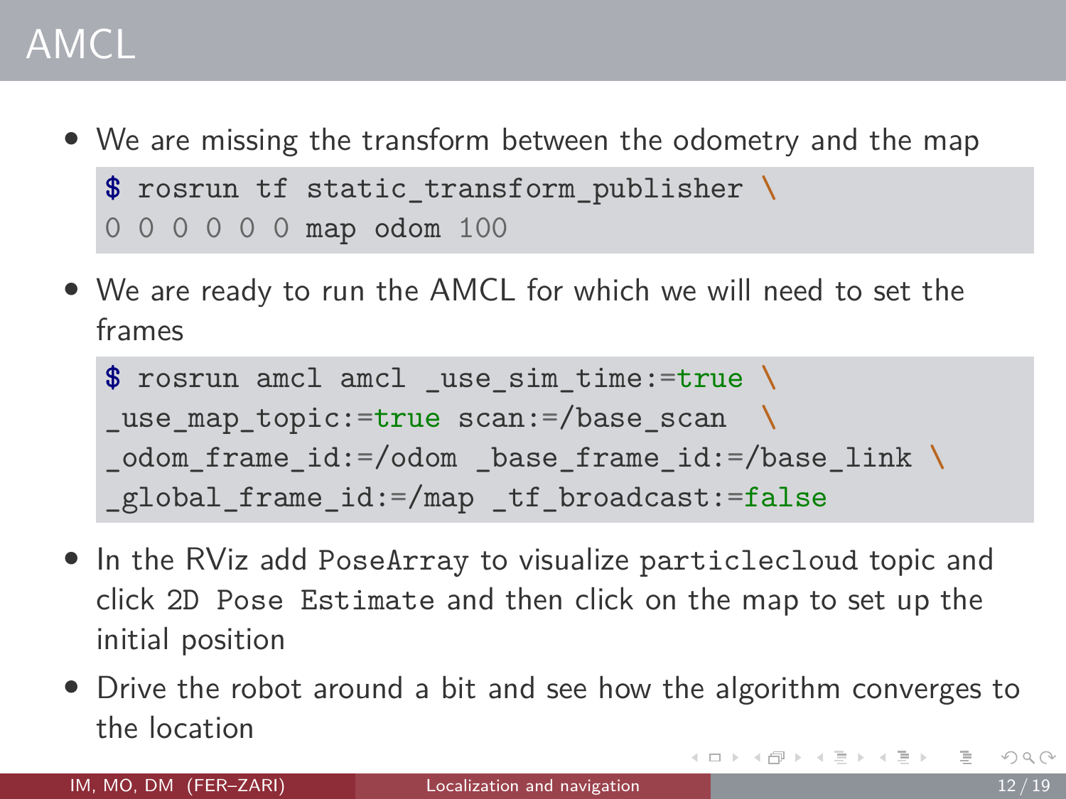# AMCL

- We are missing the transform between the odometry and the map

```
$ rosrun tf static_transform_publisher \
0 0 0 0 0 0 map odom 100
```

- We are ready to run the AMCL for which we will need to set the frames

```
$ rosrun amcl amcl _use_sim_time:=true \
_use_map_topic:=true scan:=/base_scan  \
_odom_frame_id:=/odom _base_frame_id:=/base_link \
_global_frame_id:=/map _tf_broadcast:=false
```

- In the RViz add `PoseArray` to visualize `particlecloud` topic and click `2D Pose Estimate` and then click on the map to set up the initial position
- Drive the robot around a bit and see how the algorithm converges to the location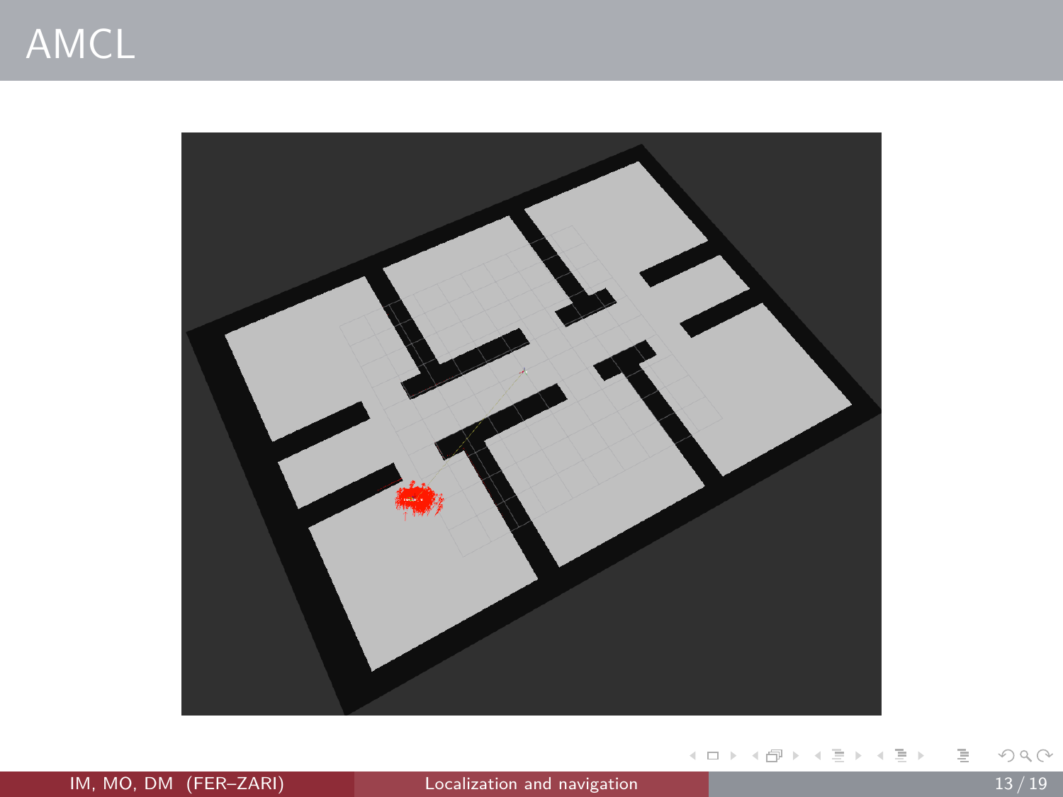# AMCL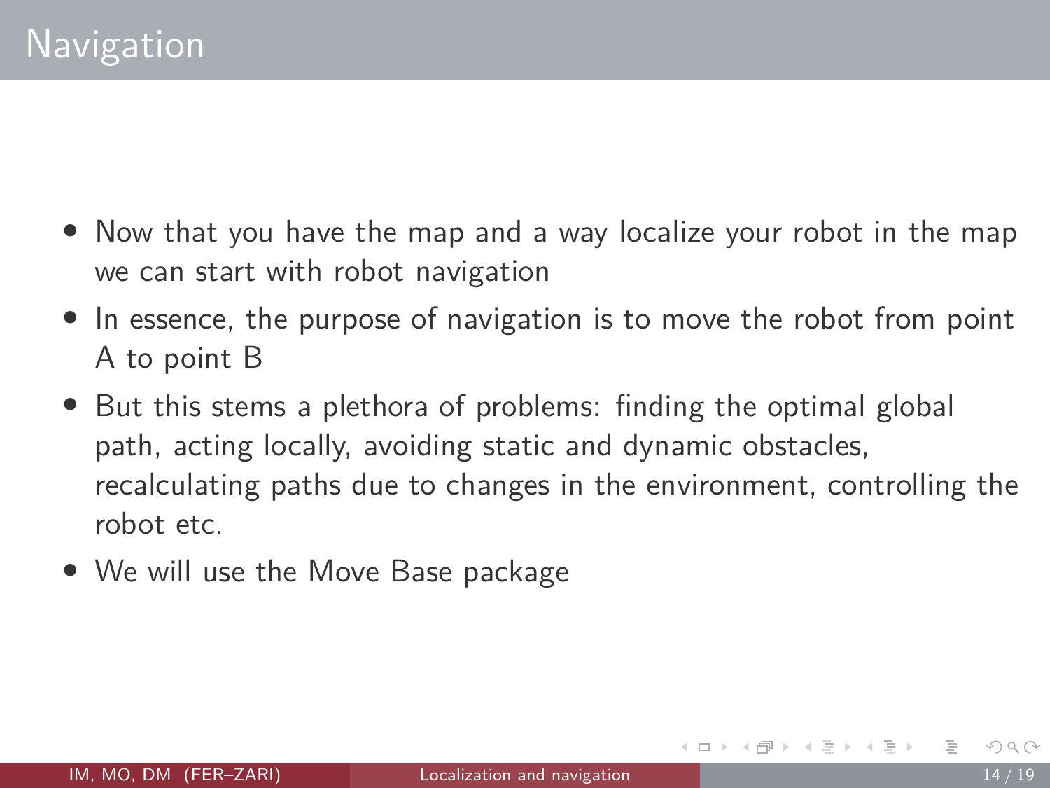# Navigation

- Now that you have the map and a way localize your robot in the map we can start with robot navigation
- In essence, the purpose of navigation is to move the robot from point A to point B
- But this stems a plethora of problems: finding the optimal global path, acting locally, avoiding static and dynamic obstacles, recalculating paths due to changes in the environment, controlling the robot etc.
- We will use the Move Base package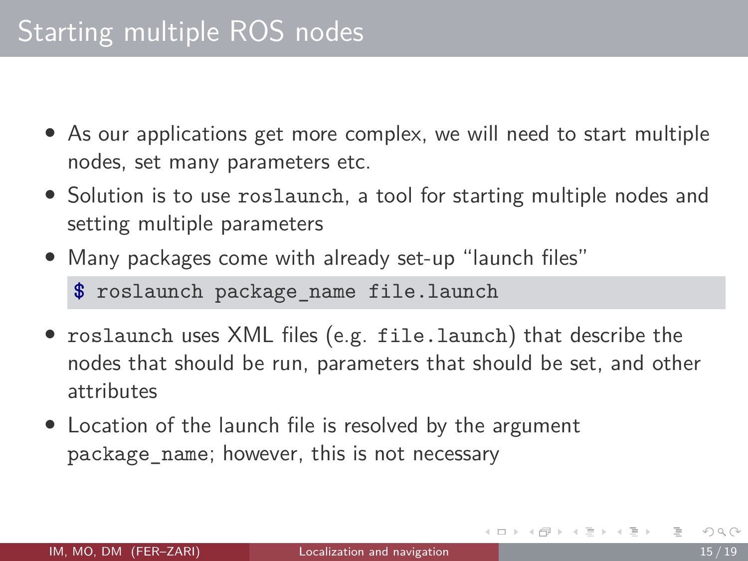# Starting multiple ROS nodes

- As our applications get more complex, we will need to start multiple nodes, set many parameters etc.
- Solution is to use `roslaunch`, a tool for starting multiple nodes and setting multiple parameters
- Many packages come with already set-up "launch files"

```
$ roslaunch package_name file.launch
```

- `roslaunch` uses XML files (e.g. `file.launch`) that describe the nodes that should be run, parameters that should be set, and other attributes
- Location of the launch file is resolved by the argument `package_name`; however, this is not necessary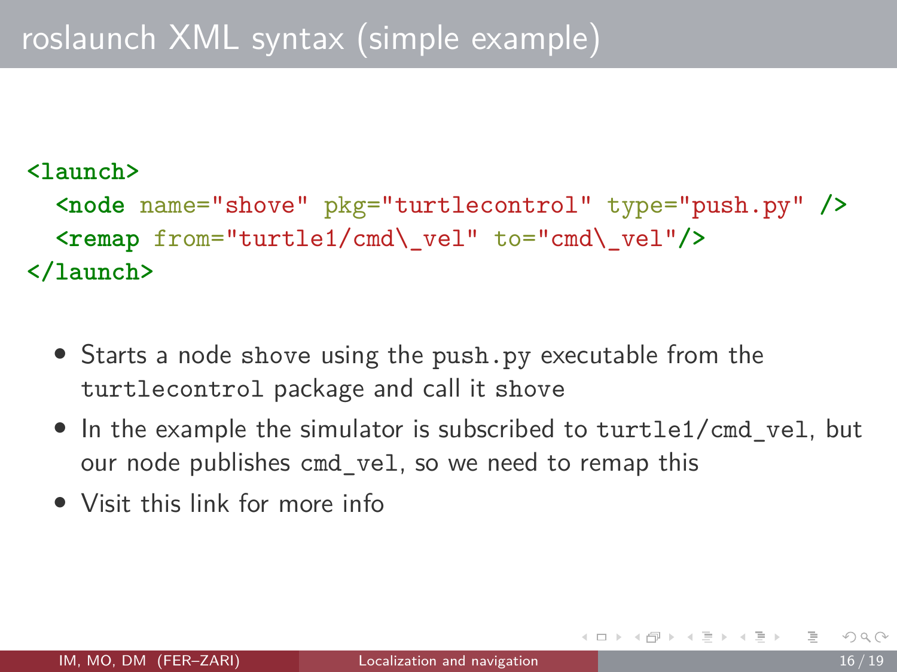# roslaunch XML syntax (simple example)

```
<launch>
  <node name="shove" pkg="turtlecontrol" type="push.py" />
  <remap from="turtle1/cmd\_vel" to="cmd\_vel"/>
</launch>
```

- Starts a node `shove` using the `push.py` executable from the `turtlecontrol` package and call it `shove`
- In the example the simulator is subscribed to `turtle1/cmd_vel`, but our node publishes `cmd_vel`, so we need to remap this
- Visit this link for more info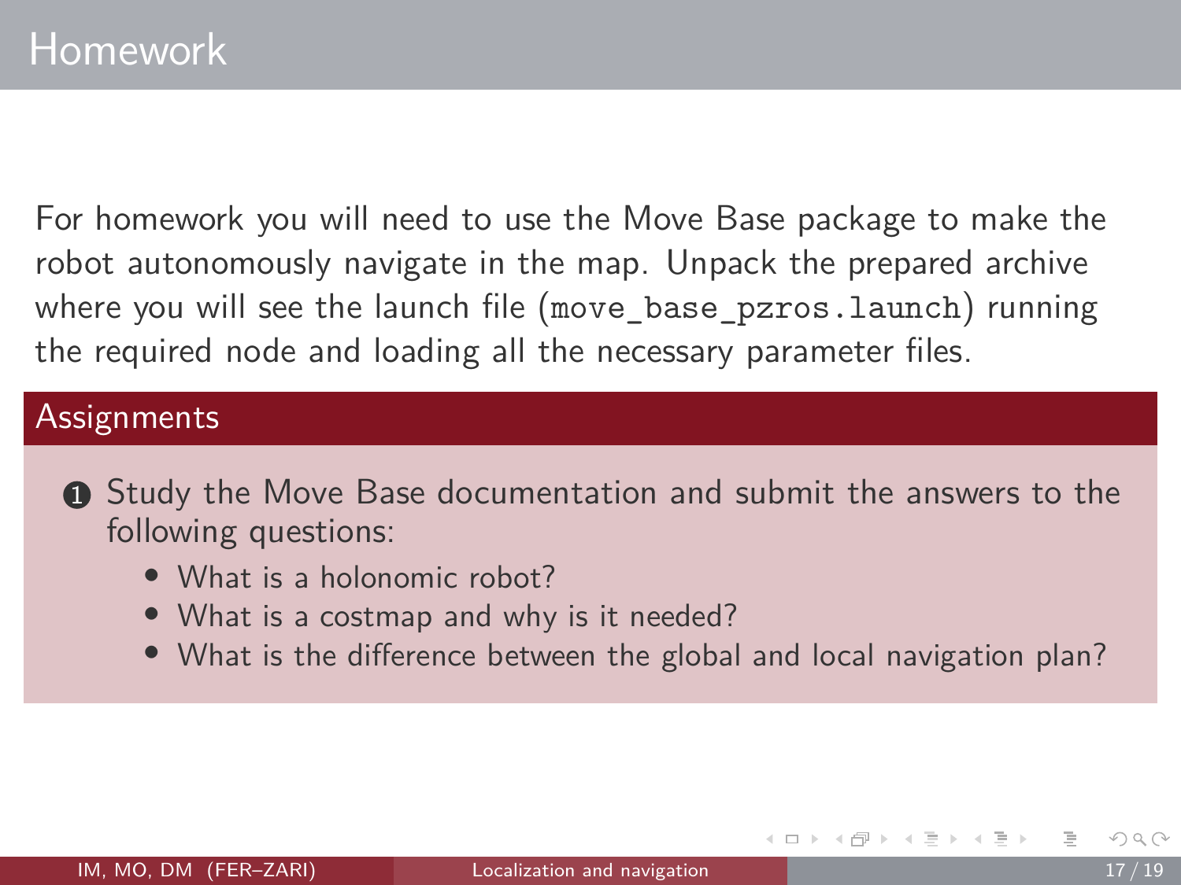# Homework

For homework you will need to use the Move Base package to make the robot autonomously navigate in the map. Unpack the prepared archive where you will see the launch file (`move_base_pzros.launch`) running the required node and loading all the necessary parameter files.

## Assignments

1. Study the Move Base documentation and submit the answers to the following questions:
   - What is a holonomic robot?
   - What is a costmap and why is it needed?
   - What is the difference between the global and local navigation plan?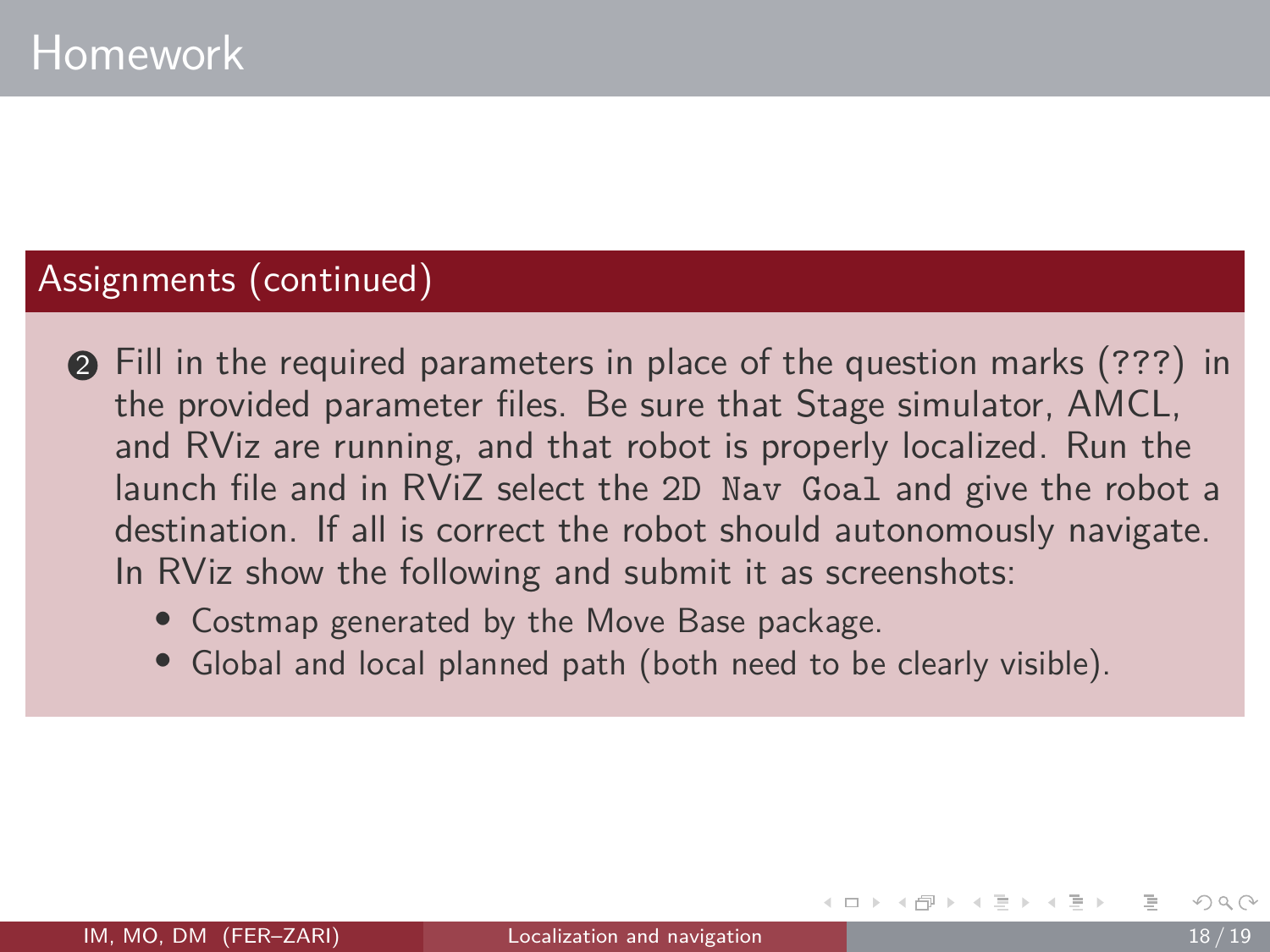# Homework

## Assignments (continued)

2. Fill in the required parameters in place of the question marks (`???`) in the provided parameter files. Be sure that Stage simulator, AMCL, and RViz are running, and that robot is properly localized. Run the launch file and in RViZ select the `2D Nav Goal` and give the robot a destination. If all is correct the robot should autonomously navigate. In RViz show the following and submit it as screenshots:
   - Costmap generated by the Move Base package.
   - Global and local planned path (both need to be clearly visible).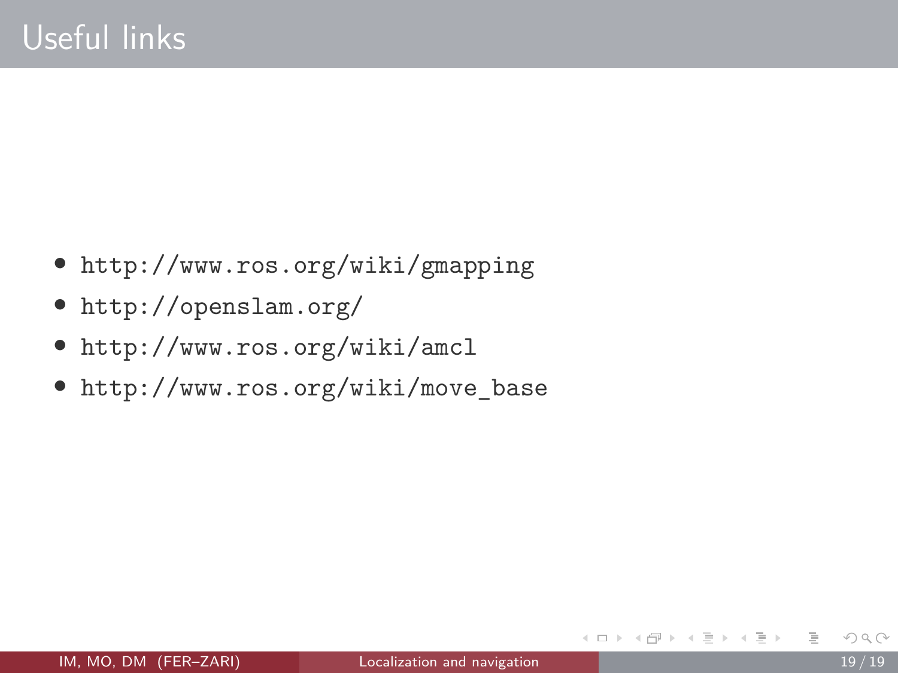# Useful links

- http://www.ros.org/wiki/gmapping
- http://openslam.org/
- http://www.ros.org/wiki/amcl
- http://www.ros.org/wiki/move_base